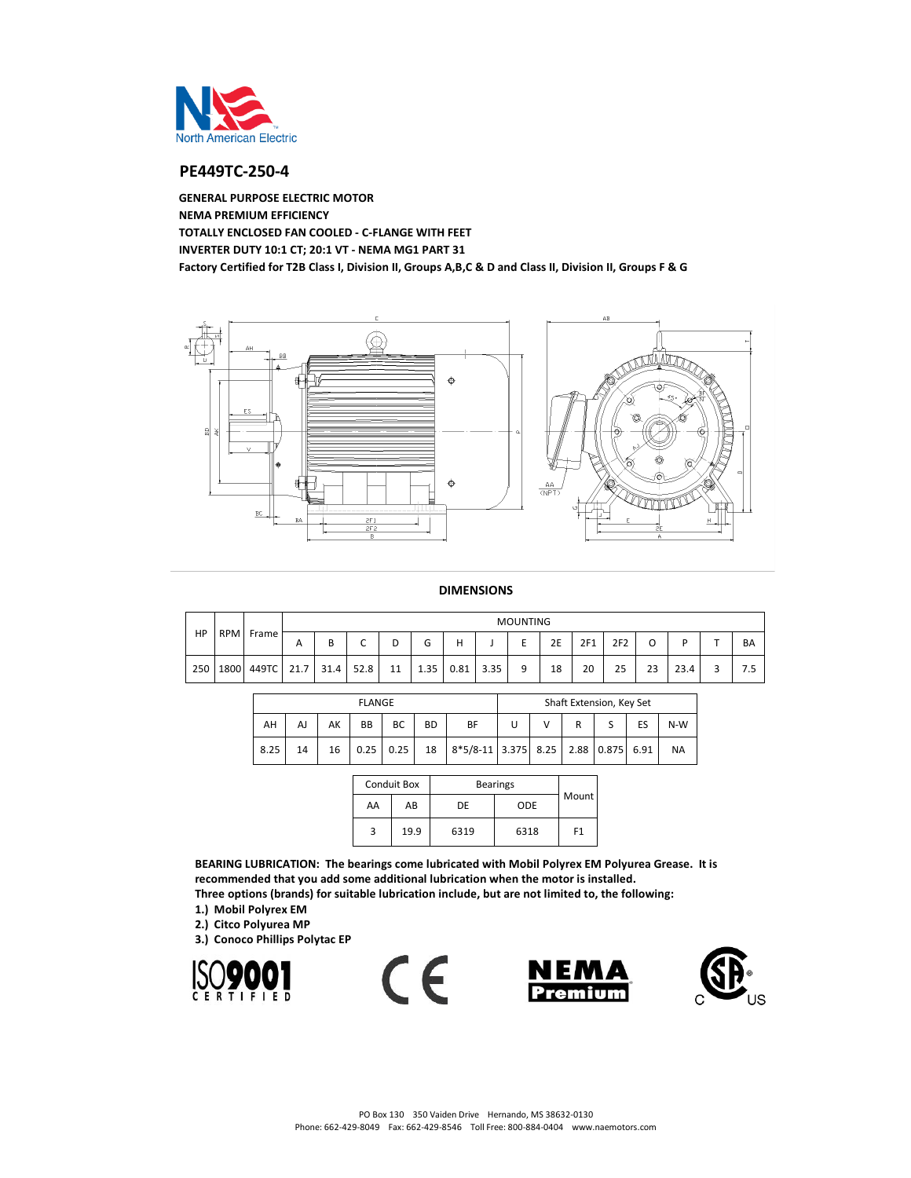## PE449TC-250-4

**GENERAL PURPOSE ELECTRIC MOTOR**
**NEMA PREMIUM EFFICIENCY**
**TOTALLY ENCLOSED FAN COOLED - C-FLANGE WITH FEET**
**INVERTER DUTY 10:1 CT; 20:1 VT - NEMA MG1 PART 31**
**Factory Certified for T2B Class I, Division II, Groups A,B,C & D and Class II, Division II, Groups F & G**

### DIMENSIONS

| HP | RPM | Frame | MOUNTING | | | | | | | | | | | | | | |
|---|---|---|---|---|---|---|---|---|---|---|---|---|---|---|---|---|---|
| | | | A | B | C | D | G | H | J | E | 2E | 2F1 | 2F2 | O | P | T | BA |
| 250 | 1800 | 449TC | 21.7 | 31.4 | 52.8 | 11 | 1.35 | 0.81 | 3.35 | 9 | 18 | 20 | 25 | 23 | 23.4 | 3 | 7.5 |

| FLANGE | | | | | | | Shaft Extension, Key Set | | | | | |
|---|---|---|---|---|---|---|---|---|---|---|---|---|
| AH | AJ | AK | BB | BC | BD | BF | U | V | R | S | ES | N-W |
| 8.25 | 14 | 16 | 0.25 | 0.25 | 18 | 8*5/8-11 | 3.375 | 8.25 | 2.88 | 0.875 | 6.91 | NA |

| Conduit Box | | Bearings | | Mount |
|---|---|---|---|---|
| AA | AB | DE | ODE | |
| 3 | 19.9 | 6319 | 6318 | F1 |

**BEARING LUBRICATION: The bearings come lubricated with Mobil Polyrex EM Polyurea Grease. It is recommended that you add some additional lubrication when the motor is installed.**
**Three options (brands) for suitable lubrication include, but are not limited to, the following:**
**1.) Mobil Polyrex EM**
**2.) Citco Polyurea MP**
**3.) Conoco Phillips Polytac EP**

PO Box 130 350 Vaiden Drive Hernando, MS 38632-0130
Phone: 662-429-8049 Fax: 662-429-8546 Toll Free: 800-884-0404 www.naemotors.com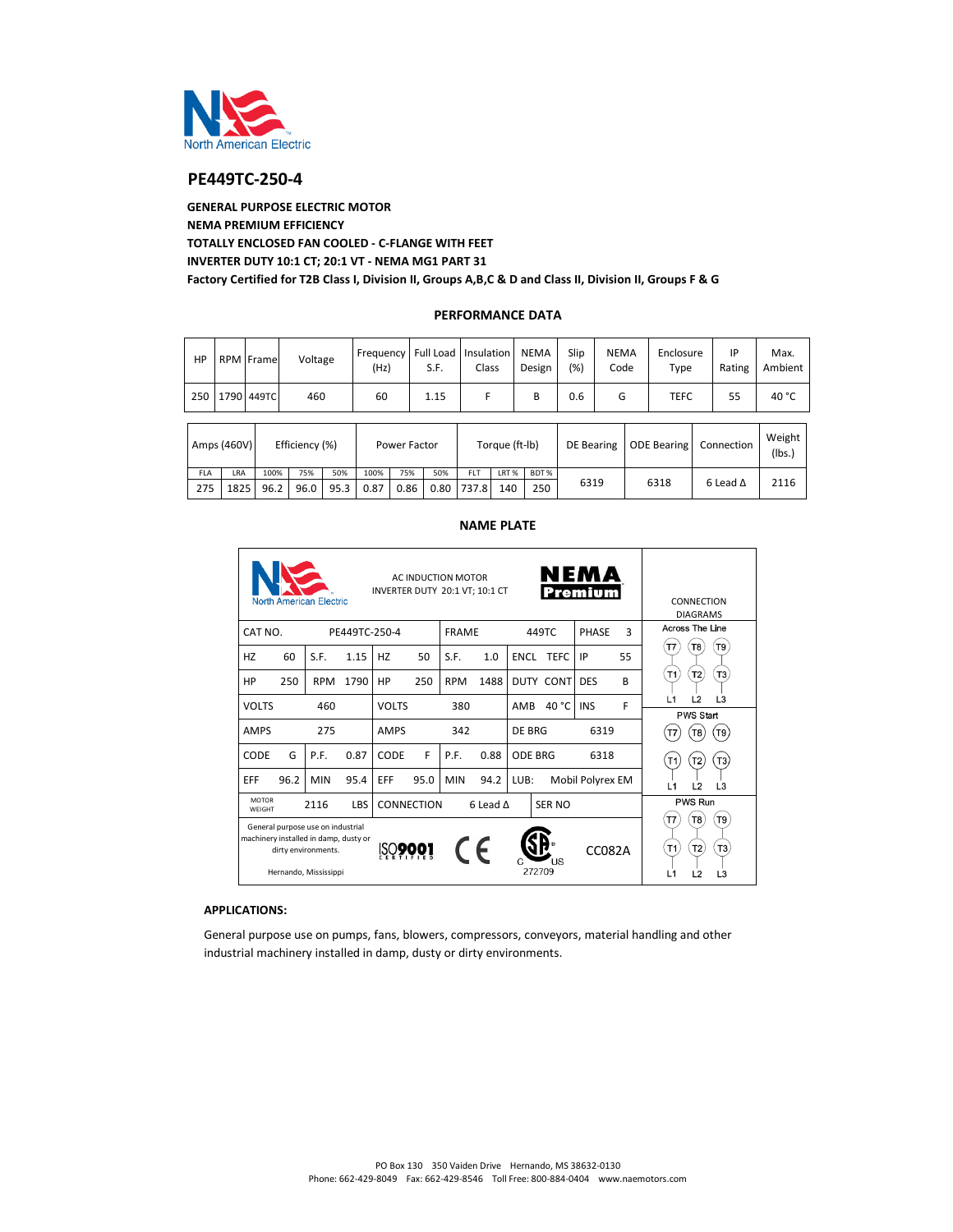North American Electric

## PE449TC-250-4

**GENERAL PURPOSE ELECTRIC MOTOR**
**NEMA PREMIUM EFFICIENCY**
**TOTALLY ENCLOSED FAN COOLED - C-FLANGE WITH FEET**
**INVERTER DUTY 10:1 CT; 20:1 VT - NEMA MG1 PART 31**
**Factory Certified for T2B Class I, Division II, Groups A,B,C & D and Class II, Division II, Groups F & G**

### PERFORMANCE DATA

| HP | RPM | Frame | Voltage | Frequency (Hz) | Full Load S.F. | Insulation Class | NEMA Design | Slip (%) | NEMA Code | Enclosure Type | IP Rating | Max. Ambient |
|---|---|---|---|---|---|---|---|---|---|---|---|---|
| 250 | 1790 | 449TC | 460 | 60 | 1.15 | F | B | 0.6 | G | TEFC | 55 | 40 °C |

| Amps (460V) | | Efficiency (%) | | | Power Factor | | | Torque (ft-lb) | | | DE Bearing | ODE Bearing | Connection | Weight (lbs.) |
|---|---|---|---|---|---|---|---|---|---|---|---|---|---|---|
| FLA | LRA | 100% | 75% | 50% | 100% | 75% | 50% | FLT | LRT % | BDT % | | | | |
| 275 | 1825 | 96.2 | 96.0 | 95.3 | 0.87 | 0.86 | 0.80 | 737.8 | 140 | 250 | 6319 | 6318 | 6 Lead Δ | 2116 |

### NAME PLATE

North American Electric — AC INDUCTION MOTOR — INVERTER DUTY 20:1 VT; 10:1 CT — NEMA Premium

| | | | | | | | |
|---|---|---|---|---|---|---|---|
| CAT NO. | PE449TC-250-4 | | | FRAME | 449TC | PHASE | 3 |
| HZ 60 | S.F. 1.15 | HZ 50 | S.F. 1.0 | ENCL TEFC | | IP 55 | |
| HP 250 | RPM 1790 | HP 250 | RPM 1488 | DUTY CONT | | DES B | |
| VOLTS 460 | | VOLTS 380 | | AMB 40 °C | | INS F | |
| AMPS 275 | | AMPS 342 | | DE BRG 6319 | | | |
| CODE G | P.F. 0.87 | CODE F | P.F. 0.88 | ODE BRG 6318 | | | |
| EFF 96.2 | MIN 95.4 | EFF 95.0 | MIN 94.2 | LUB: Mobil Polyrex EM | | | |
| MOTOR WEIGHT 2116 LBS | | CONNECTION 6 Lead Δ | | SER NO | | | |

General purpose use on industrial machinery installed in damp, dusty or dirty environments.

Hernando, Mississippi

ISO9001 CERTIFIED — CE — CSA C US 272709 — CC082A

CONNECTION DIAGRAMS

Across The Line: T7 T8 T9 / T1 T2 T3 / L1 L2 L3

PWS Start: T7 T8 T9 / T1 T2 T3 / L1 L2 L3

PWS Run: T7 T8 T9 / T1 T2 T3 / L1 L2 L3

**APPLICATIONS:**

General purpose use on pumps, fans, blowers, compressors, conveyors, material handling and other industrial machinery installed in damp, dusty or dirty environments.

PO Box 130 350 Vaiden Drive Hernando, MS 38632-0130
Phone: 662-429-8049 Fax: 662-429-8546 Toll Free: 800-884-0404 www.naemotors.com